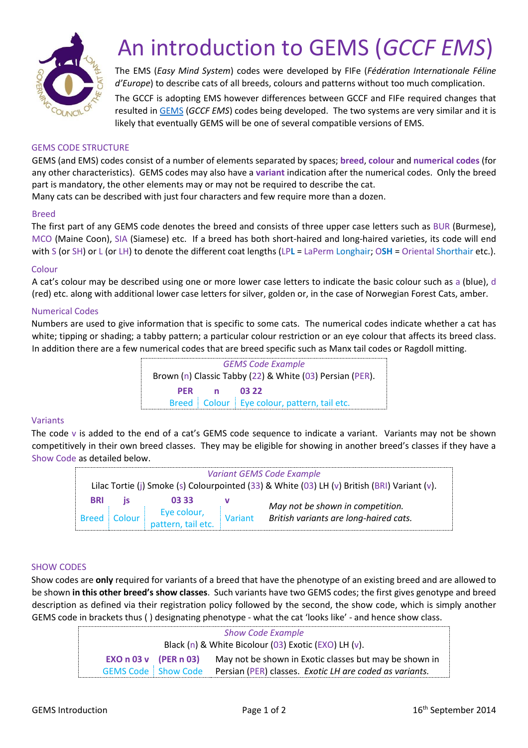# An introduction to GEMS (*GCCF EMS*)

The EMS (*Easy Mind System*) codes were developed by FIFe (*Fédération Internationale Féline d'Europe*) to describe cats of all breeds, colours and patterns without too much complication.

The GCCF is adopting EMS however differences between GCCF and FIFe required changes that resulted in GEMS (*GCCF EMS*) codes being developed. The two systems are very similar and it is likely that eventually GEMS will be one of several compatible versions of EMS.

## GEMS CODE STRUCTURE

GEMS (and EMS) codes consist of a number of elements separated by spaces; **breed**, **colour** and **numerical codes** (for any other characteristics). GEMS codes may also have a **variant** indication after the numerical codes. Only the breed part is mandatory, the other elements may or may not be required to describe the cat.
Many cats can be described with just four characters and few require more than a dozen.

### Breed

The first part of any GEMS code denotes the breed and consists of three upper case letters such as BUR (Burmese), MCO (Maine Coon), SIA (Siamese) etc. If a breed has both short-haired and long-haired varieties, its code will end with S (or SH) or L (or LH) to denote the different coat lengths (LP**L** = LaPerm Longhair; O**SH** = Oriental Shorthair etc.).

### Colour

A cat's colour may be described using one or more lower case letters to indicate the basic colour such as a (blue), d (red) etc. along with additional lower case letters for silver, golden or, in the case of Norwegian Forest Cats, amber.

### Numerical Codes

Numbers are used to give information that is specific to some cats. The numerical codes indicate whether a cat has white; tipping or shading; a tabby pattern; a particular colour restriction or an eye colour that affects its breed class. In addition there are a few numerical codes that are breed specific such as Manx tail codes or Ragdoll mitting.

*GEMS Code Example*

Brown (n) Classic Tabby (22) & White (03) Persian (PER).

| **PER** | **n** | **03 22** |
|---|---|---|
| Breed | Colour | Eye colour, pattern, tail etc. |

### Variants

The code v is added to the end of a cat's GEMS code sequence to indicate a variant. Variants may not be shown competitively in their own breed classes. They may be eligible for showing in another breed's classes if they have a Show Code as detailed below.

*Variant GEMS Code Example*

Lilac Tortie (j) Smoke (s) Colourpointed (33) & White (03) LH (v) British (BRI) Variant (v).

| **BRI** | **js** | **03 33** | **v** | *May not be shown in competition.* |
|---|---|---|---|---|
| Breed | Colour | Eye colour, pattern, tail etc. | Variant | *British variants are long-haired cats.* |

## SHOW CODES

Show codes are **only** required for variants of a breed that have the phenotype of an existing breed and are allowed to be shown **in this other breed's show classes**. Such variants have two GEMS codes; the first gives genotype and breed description as defined via their registration policy followed by the second, the show code, which is simply another GEMS code in brackets thus ( ) designating phenotype - what the cat 'looks like' - and hence show class.

*Show Code Example*

Black (n) & White Bicolour (03) Exotic (EXO) LH (v).

| **EXO n 03 v** | **(PER n 03)** | May not be shown in Exotic classes but may be shown in |
|---|---|---|
| GEMS Code | Show Code | Persian (PER) classes. *Exotic LH are coded as variants.* |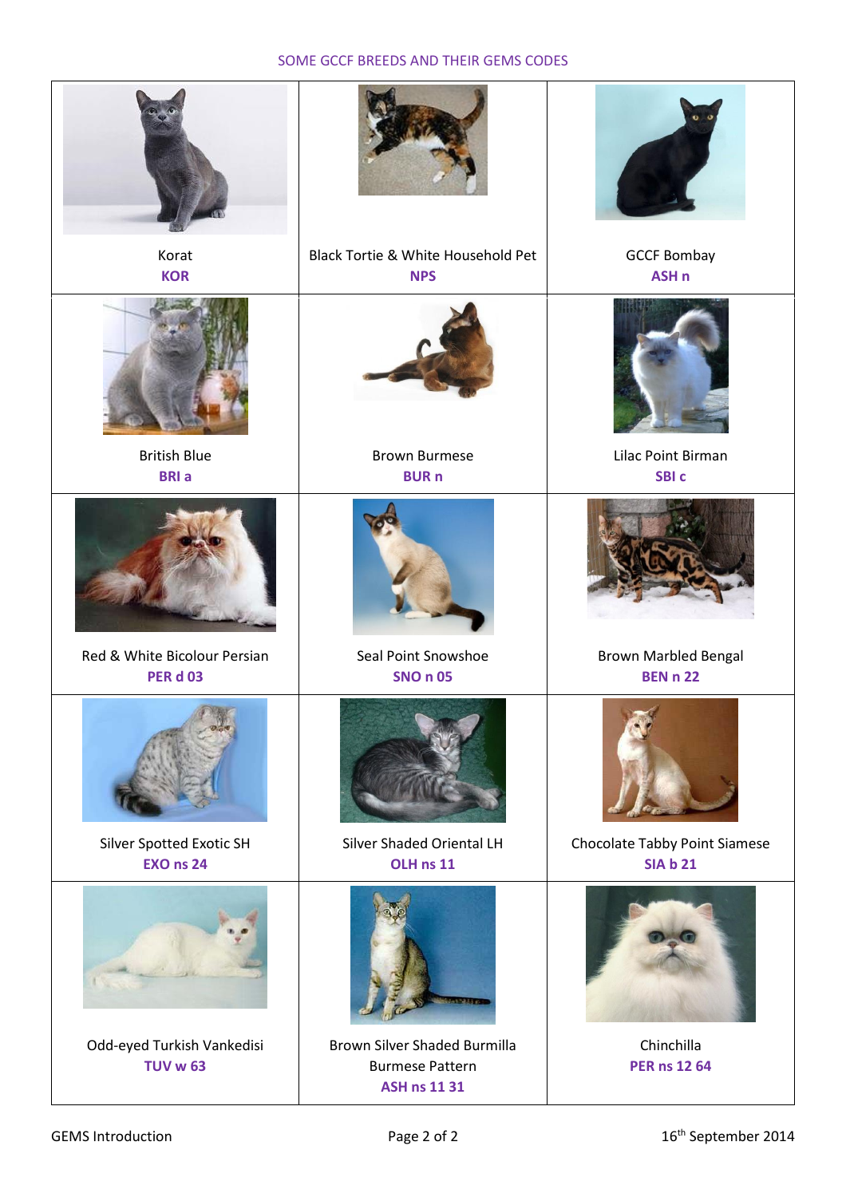SOME GCCF BREEDS AND THEIR GEMS CODES

| | | |
|---|---|---|
| Korat<br>**KOR** | Black Tortie & White Household Pet<br>**NPS** | GCCF Bombay<br>**ASH n** |
| British Blue<br>**BRI a** | Brown Burmese<br>**BUR n** | Lilac Point Birman<br>**SBI c** |
| Red & White Bicolour Persian<br>**PER d 03** | Seal Point Snowshoe<br>**SNO n 05** | Brown Marbled Bengal<br>**BEN n 22** |
| Silver Spotted Exotic SH<br>**EXO ns 24** | Silver Shaded Oriental LH<br>**OLH ns 11** | Chocolate Tabby Point Siamese<br>**SIA b 21** |
| Odd-eyed Turkish Vankedisi<br>**TUV w 63** | Brown Silver Shaded Burmilla<br>Burmese Pattern<br>**ASH ns 11 31** | Chinchilla<br>**PER ns 12 64** |